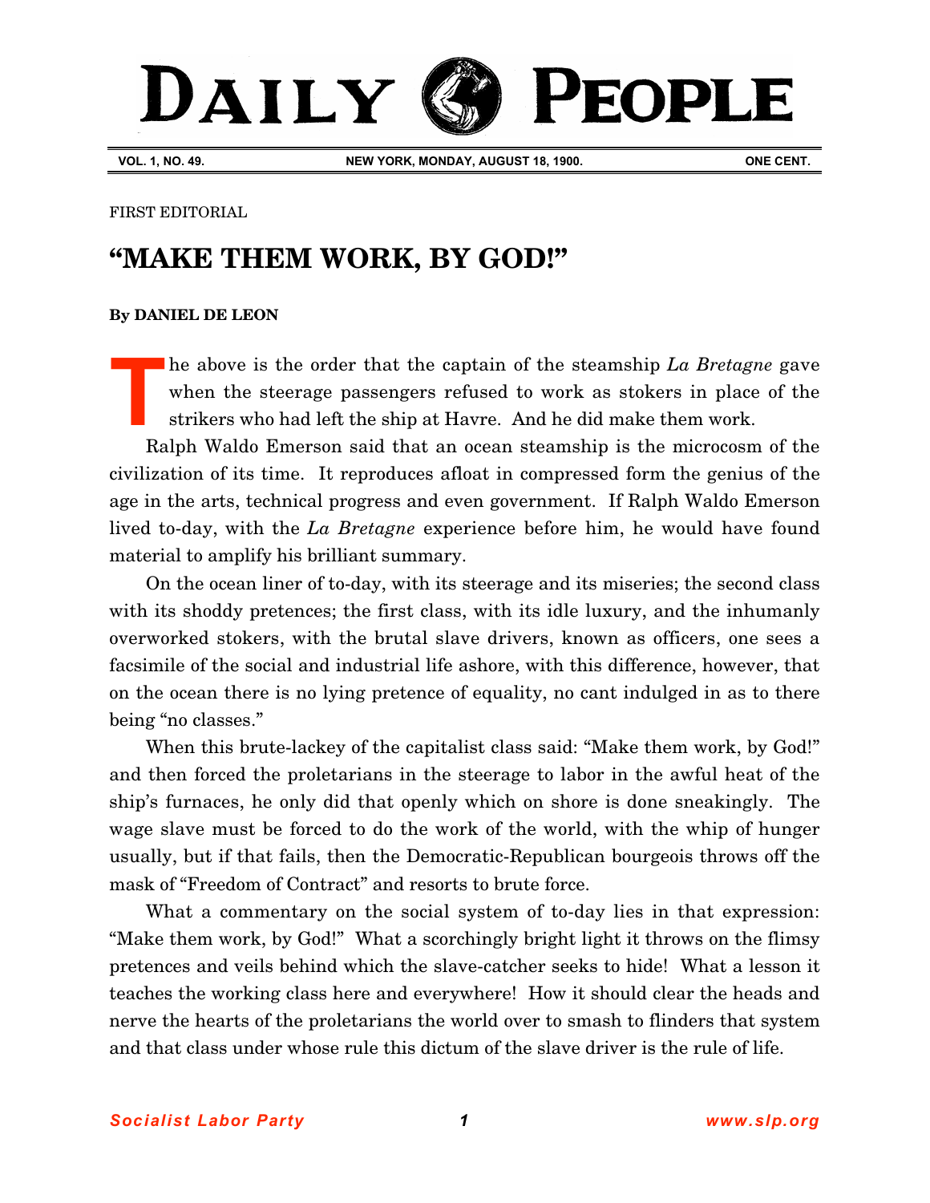# DAILY PEOPLE

**VOL. 1, NO. 49.** **NEW YORK, MONDAY, AUGUST 18, 1900.** **ONE CENT.**

FIRST EDITORIAL

## "MAKE THEM WORK, BY GOD!"

**By DANIEL DE LEON**

The above is the order that the captain of the steamship *La Bretagne* gave when the steerage passengers refused to work as stokers in place of the strikers who had left the ship at Havre. And he did make them work.

Ralph Waldo Emerson said that an ocean steamship is the microcosm of the civilization of its time. It reproduces afloat in compressed form the genius of the age in the arts, technical progress and even government. If Ralph Waldo Emerson lived to-day, with the *La Bretagne* experience before him, he would have found material to amplify his brilliant summary.

On the ocean liner of to-day, with its steerage and its miseries; the second class with its shoddy pretences; the first class, with its idle luxury, and the inhumanly overworked stokers, with the brutal slave drivers, known as officers, one sees a facsimile of the social and industrial life ashore, with this difference, however, that on the ocean there is no lying pretence of equality, no cant indulged in as to there being "no classes."

When this brute-lackey of the capitalist class said: "Make them work, by God!" and then forced the proletarians in the steerage to labor in the awful heat of the ship's furnaces, he only did that openly which on shore is done sneakingly. The wage slave must be forced to do the work of the world, with the whip of hunger usually, but if that fails, then the Democratic-Republican bourgeois throws off the mask of "Freedom of Contract" and resorts to brute force.

What a commentary on the social system of to-day lies in that expression: "Make them work, by God!" What a scorchingly bright light it throws on the flimsy pretences and veils behind which the slave-catcher seeks to hide! What a lesson it teaches the working class here and everywhere! How it should clear the heads and nerve the hearts of the proletarians the world over to smash to flinders that system and that class under whose rule this dictum of the slave driver is the rule of life.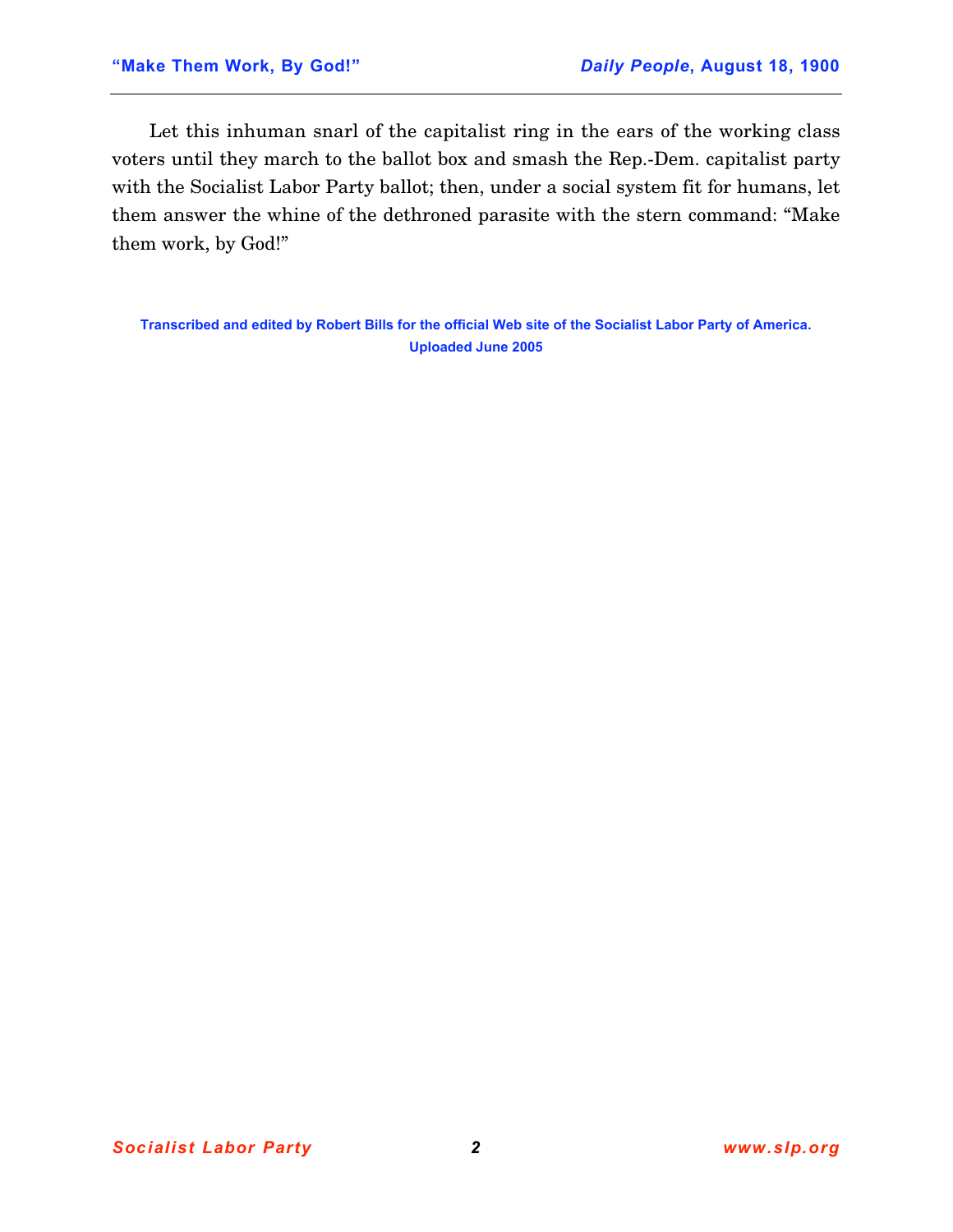Let this inhuman snarl of the capitalist ring in the ears of the working class voters until they march to the ballot box and smash the Rep.-Dem. capitalist party with the Socialist Labor Party ballot; then, under a social system fit for humans, let them answer the whine of the dethroned parasite with the stern command: "Make them work, by God!"

**Transcribed and edited by Robert Bills for the official Web site of the Socialist Labor Party of America. Uploaded June 2005**